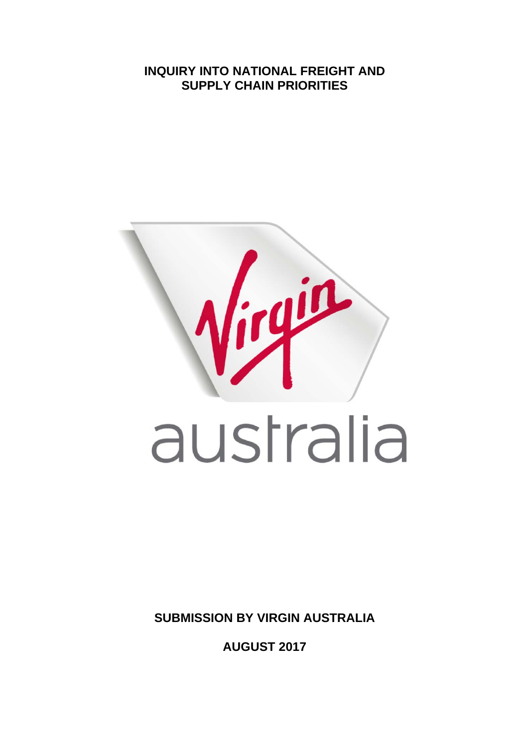# INQUIRY INTO NATIONAL FREIGHT AND SUPPLY CHAIN PRIORITIES

**SUBMISSION BY VIRGIN AUSTRALIA**

**AUGUST 2017**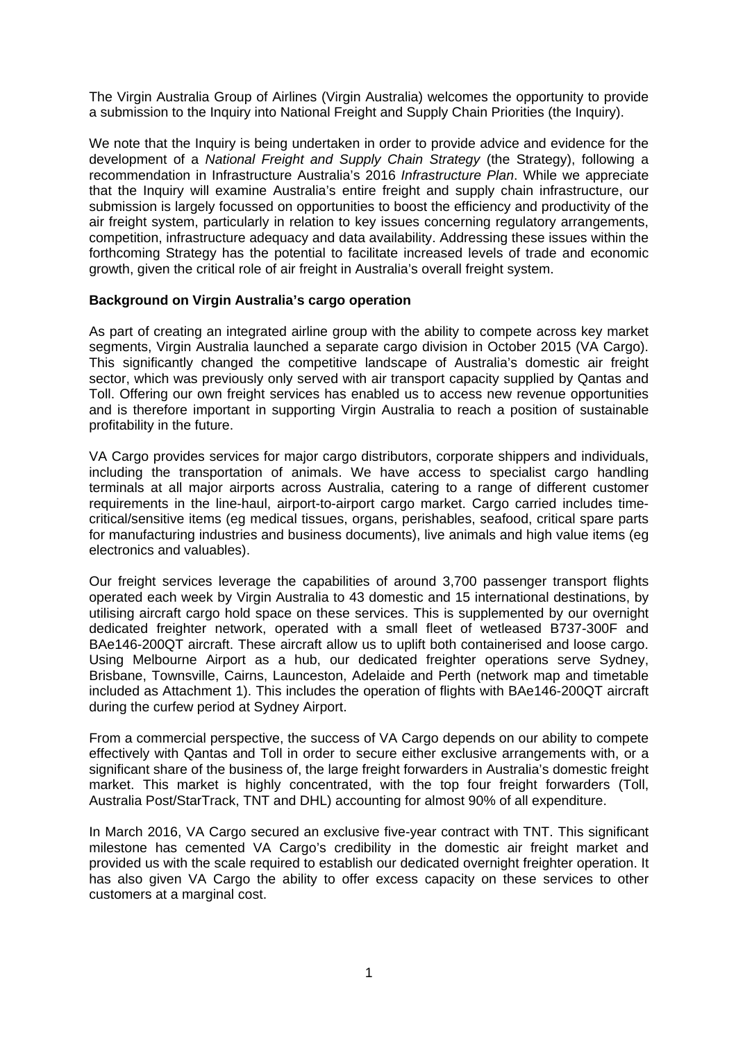The Virgin Australia Group of Airlines (Virgin Australia) welcomes the opportunity to provide a submission to the Inquiry into National Freight and Supply Chain Priorities (the Inquiry).

We note that the Inquiry is being undertaken in order to provide advice and evidence for the development of a *National Freight and Supply Chain Strategy* (the Strategy), following a recommendation in Infrastructure Australia's 2016 *Infrastructure Plan*. While we appreciate that the Inquiry will examine Australia's entire freight and supply chain infrastructure, our submission is largely focussed on opportunities to boost the efficiency and productivity of the air freight system, particularly in relation to key issues concerning regulatory arrangements, competition, infrastructure adequacy and data availability. Addressing these issues within the forthcoming Strategy has the potential to facilitate increased levels of trade and economic growth, given the critical role of air freight in Australia's overall freight system.

**Background on Virgin Australia's cargo operation**

As part of creating an integrated airline group with the ability to compete across key market segments, Virgin Australia launched a separate cargo division in October 2015 (VA Cargo). This significantly changed the competitive landscape of Australia's domestic air freight sector, which was previously only served with air transport capacity supplied by Qantas and Toll. Offering our own freight services has enabled us to access new revenue opportunities and is therefore important in supporting Virgin Australia to reach a position of sustainable profitability in the future.

VA Cargo provides services for major cargo distributors, corporate shippers and individuals, including the transportation of animals. We have access to specialist cargo handling terminals at all major airports across Australia, catering to a range of different customer requirements in the line-haul, airport-to-airport cargo market. Cargo carried includes time-critical/sensitive items (eg medical tissues, organs, perishables, seafood, critical spare parts for manufacturing industries and business documents), live animals and high value items (eg electronics and valuables).

Our freight services leverage the capabilities of around 3,700 passenger transport flights operated each week by Virgin Australia to 43 domestic and 15 international destinations, by utilising aircraft cargo hold space on these services. This is supplemented by our overnight dedicated freighter network, operated with a small fleet of wetleased B737-300F and BAe146-200QT aircraft. These aircraft allow us to uplift both containerised and loose cargo. Using Melbourne Airport as a hub, our dedicated freighter operations serve Sydney, Brisbane, Townsville, Cairns, Launceston, Adelaide and Perth (network map and timetable included as Attachment 1). This includes the operation of flights with BAe146-200QT aircraft during the curfew period at Sydney Airport.

From a commercial perspective, the success of VA Cargo depends on our ability to compete effectively with Qantas and Toll in order to secure either exclusive arrangements with, or a significant share of the business of, the large freight forwarders in Australia's domestic freight market. This market is highly concentrated, with the top four freight forwarders (Toll, Australia Post/StarTrack, TNT and DHL) accounting for almost 90% of all expenditure.

In March 2016, VA Cargo secured an exclusive five-year contract with TNT. This significant milestone has cemented VA Cargo's credibility in the domestic air freight market and provided us with the scale required to establish our dedicated overnight freighter operation. It has also given VA Cargo the ability to offer excess capacity on these services to other customers at a marginal cost.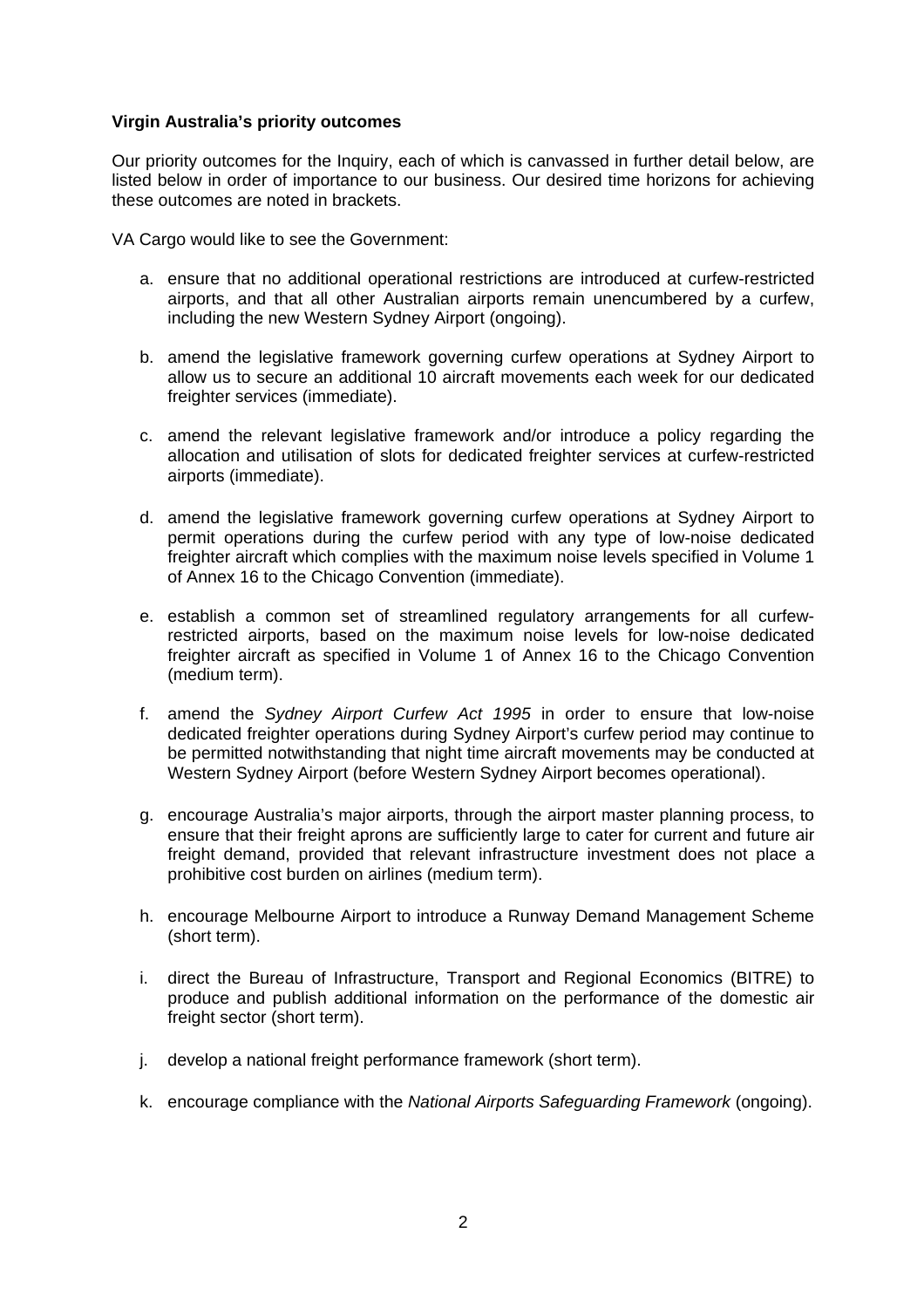**Virgin Australia's priority outcomes**

Our priority outcomes for the Inquiry, each of which is canvassed in further detail below, are listed below in order of importance to our business. Our desired time horizons for achieving these outcomes are noted in brackets.

VA Cargo would like to see the Government:

a. ensure that no additional operational restrictions are introduced at curfew-restricted airports, and that all other Australian airports remain unencumbered by a curfew, including the new Western Sydney Airport (ongoing).

b. amend the legislative framework governing curfew operations at Sydney Airport to allow us to secure an additional 10 aircraft movements each week for our dedicated freighter services (immediate).

c. amend the relevant legislative framework and/or introduce a policy regarding the allocation and utilisation of slots for dedicated freighter services at curfew-restricted airports (immediate).

d. amend the legislative framework governing curfew operations at Sydney Airport to permit operations during the curfew period with any type of low-noise dedicated freighter aircraft which complies with the maximum noise levels specified in Volume 1 of Annex 16 to the Chicago Convention (immediate).

e. establish a common set of streamlined regulatory arrangements for all curfew-restricted airports, based on the maximum noise levels for low-noise dedicated freighter aircraft as specified in Volume 1 of Annex 16 to the Chicago Convention (medium term).

f. amend the *Sydney Airport Curfew Act 1995* in order to ensure that low-noise dedicated freighter operations during Sydney Airport's curfew period may continue to be permitted notwithstanding that night time aircraft movements may be conducted at Western Sydney Airport (before Western Sydney Airport becomes operational).

g. encourage Australia's major airports, through the airport master planning process, to ensure that their freight aprons are sufficiently large to cater for current and future air freight demand, provided that relevant infrastructure investment does not place a prohibitive cost burden on airlines (medium term).

h. encourage Melbourne Airport to introduce a Runway Demand Management Scheme (short term).

i. direct the Bureau of Infrastructure, Transport and Regional Economics (BITRE) to produce and publish additional information on the performance of the domestic air freight sector (short term).

j. develop a national freight performance framework (short term).

k. encourage compliance with the *National Airports Safeguarding Framework* (ongoing).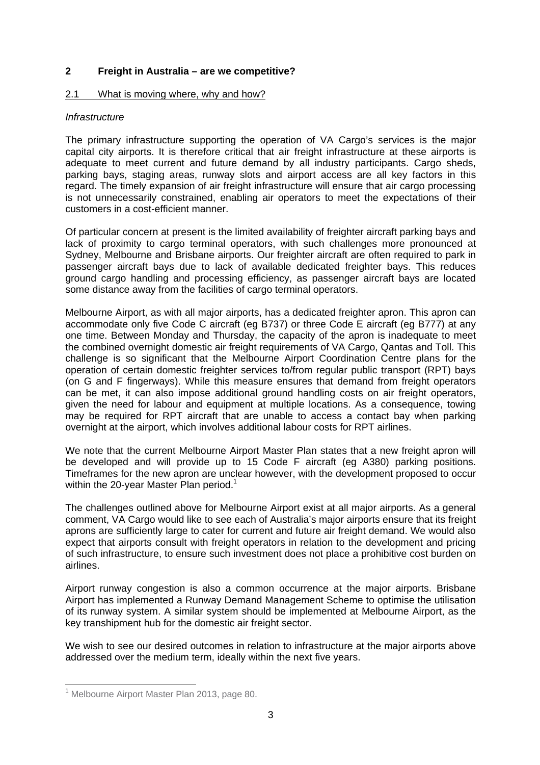## 2 Freight in Australia – are we competitive?

### 2.1 What is moving where, why and how?

*Infrastructure*

The primary infrastructure supporting the operation of VA Cargo's services is the major capital city airports. It is therefore critical that air freight infrastructure at these airports is adequate to meet current and future demand by all industry participants. Cargo sheds, parking bays, staging areas, runway slots and airport access are all key factors in this regard. The timely expansion of air freight infrastructure will ensure that air cargo processing is not unnecessarily constrained, enabling air operators to meet the expectations of their customers in a cost-efficient manner.

Of particular concern at present is the limited availability of freighter aircraft parking bays and lack of proximity to cargo terminal operators, with such challenges more pronounced at Sydney, Melbourne and Brisbane airports. Our freighter aircraft are often required to park in passenger aircraft bays due to lack of available dedicated freighter bays. This reduces ground cargo handling and processing efficiency, as passenger aircraft bays are located some distance away from the facilities of cargo terminal operators.

Melbourne Airport, as with all major airports, has a dedicated freighter apron. This apron can accommodate only five Code C aircraft (eg B737) or three Code E aircraft (eg B777) at any one time. Between Monday and Thursday, the capacity of the apron is inadequate to meet the combined overnight domestic air freight requirements of VA Cargo, Qantas and Toll. This challenge is so significant that the Melbourne Airport Coordination Centre plans for the operation of certain domestic freighter services to/from regular public transport (RPT) bays (on G and F fingerways). While this measure ensures that demand from freight operators can be met, it can also impose additional ground handling costs on air freight operators, given the need for labour and equipment at multiple locations. As a consequence, towing may be required for RPT aircraft that are unable to access a contact bay when parking overnight at the airport, which involves additional labour costs for RPT airlines.

We note that the current Melbourne Airport Master Plan states that a new freight apron will be developed and will provide up to 15 Code F aircraft (eg A380) parking positions. Timeframes for the new apron are unclear however, with the development proposed to occur within the 20-year Master Plan period.[1]

The challenges outlined above for Melbourne Airport exist at all major airports. As a general comment, VA Cargo would like to see each of Australia's major airports ensure that its freight aprons are sufficiently large to cater for current and future air freight demand. We would also expect that airports consult with freight operators in relation to the development and pricing of such infrastructure, to ensure such investment does not place a prohibitive cost burden on airlines.

Airport runway congestion is also a common occurrence at the major airports. Brisbane Airport has implemented a Runway Demand Management Scheme to optimise the utilisation of its runway system. A similar system should be implemented at Melbourne Airport, as the key transhipment hub for the domestic air freight sector.

We wish to see our desired outcomes in relation to infrastructure at the major airports above addressed over the medium term, ideally within the next five years.

---

[1] Melbourne Airport Master Plan 2013, page 80.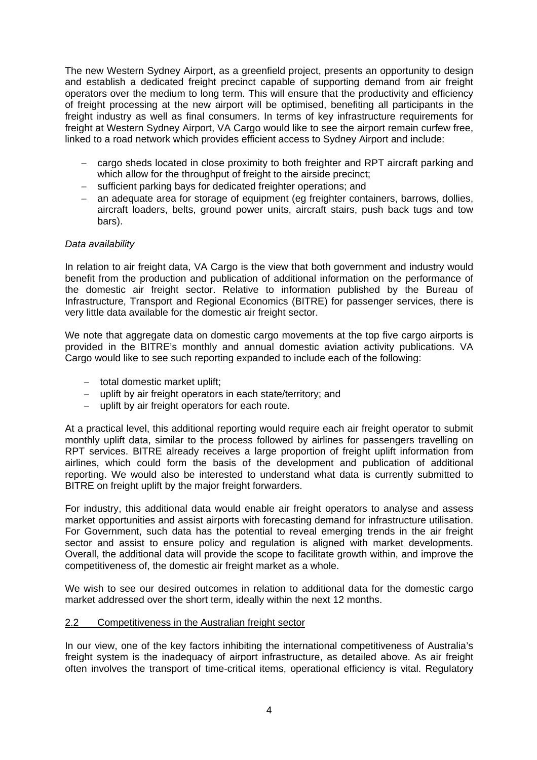The new Western Sydney Airport, as a greenfield project, presents an opportunity to design and establish a dedicated freight precinct capable of supporting demand from air freight operators over the medium to long term. This will ensure that the productivity and efficiency of freight processing at the new airport will be optimised, benefiting all participants in the freight industry as well as final consumers. In terms of key infrastructure requirements for freight at Western Sydney Airport, VA Cargo would like to see the airport remain curfew free, linked to a road network which provides efficient access to Sydney Airport and include:

- cargo sheds located in close proximity to both freighter and RPT aircraft parking and which allow for the throughput of freight to the airside precinct;
- sufficient parking bays for dedicated freighter operations; and
- an adequate area for storage of equipment (eg freighter containers, barrows, dollies, aircraft loaders, belts, ground power units, aircraft stairs, push back tugs and tow bars).

*Data availability*

In relation to air freight data, VA Cargo is the view that both government and industry would benefit from the production and publication of additional information on the performance of the domestic air freight sector. Relative to information published by the Bureau of Infrastructure, Transport and Regional Economics (BITRE) for passenger services, there is very little data available for the domestic air freight sector.

We note that aggregate data on domestic cargo movements at the top five cargo airports is provided in the BITRE's monthly and annual domestic aviation activity publications. VA Cargo would like to see such reporting expanded to include each of the following:

- total domestic market uplift;
- uplift by air freight operators in each state/territory; and
- uplift by air freight operators for each route.

At a practical level, this additional reporting would require each air freight operator to submit monthly uplift data, similar to the process followed by airlines for passengers travelling on RPT services. BITRE already receives a large proportion of freight uplift information from airlines, which could form the basis of the development and publication of additional reporting. We would also be interested to understand what data is currently submitted to BITRE on freight uplift by the major freight forwarders.

For industry, this additional data would enable air freight operators to analyse and assess market opportunities and assist airports with forecasting demand for infrastructure utilisation. For Government, such data has the potential to reveal emerging trends in the air freight sector and assist to ensure policy and regulation is aligned with market developments. Overall, the additional data will provide the scope to facilitate growth within, and improve the competitiveness of, the domestic air freight market as a whole.

We wish to see our desired outcomes in relation to additional data for the domestic cargo market addressed over the short term, ideally within the next 12 months.

## 2.2 Competitiveness in the Australian freight sector

In our view, one of the key factors inhibiting the international competitiveness of Australia's freight system is the inadequacy of airport infrastructure, as detailed above. As air freight often involves the transport of time-critical items, operational efficiency is vital. Regulatory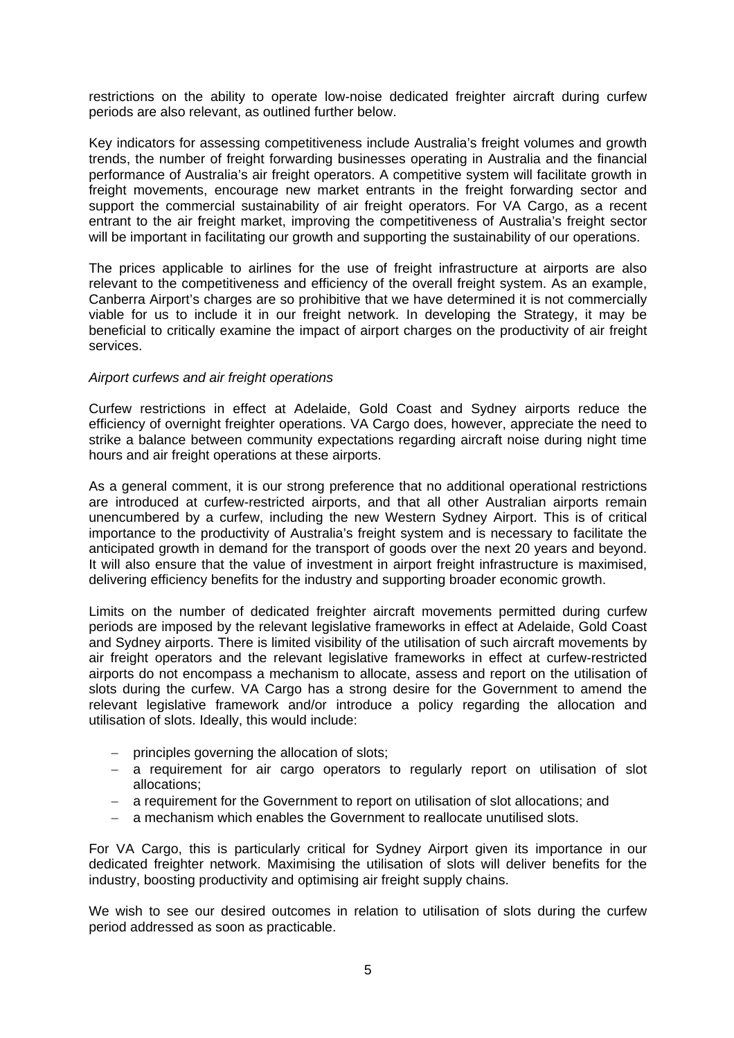restrictions on the ability to operate low-noise dedicated freighter aircraft during curfew periods are also relevant, as outlined further below.

Key indicators for assessing competitiveness include Australia's freight volumes and growth trends, the number of freight forwarding businesses operating in Australia and the financial performance of Australia's air freight operators. A competitive system will facilitate growth in freight movements, encourage new market entrants in the freight forwarding sector and support the commercial sustainability of air freight operators. For VA Cargo, as a recent entrant to the air freight market, improving the competitiveness of Australia's freight sector will be important in facilitating our growth and supporting the sustainability of our operations.

The prices applicable to airlines for the use of freight infrastructure at airports are also relevant to the competitiveness and efficiency of the overall freight system. As an example, Canberra Airport's charges are so prohibitive that we have determined it is not commercially viable for us to include it in our freight network. In developing the Strategy, it may be beneficial to critically examine the impact of airport charges on the productivity of air freight services.

*Airport curfews and air freight operations*

Curfew restrictions in effect at Adelaide, Gold Coast and Sydney airports reduce the efficiency of overnight freighter operations. VA Cargo does, however, appreciate the need to strike a balance between community expectations regarding aircraft noise during night time hours and air freight operations at these airports.

As a general comment, it is our strong preference that no additional operational restrictions are introduced at curfew-restricted airports, and that all other Australian airports remain unencumbered by a curfew, including the new Western Sydney Airport. This is of critical importance to the productivity of Australia's freight system and is necessary to facilitate the anticipated growth in demand for the transport of goods over the next 20 years and beyond. It will also ensure that the value of investment in airport freight infrastructure is maximised, delivering efficiency benefits for the industry and supporting broader economic growth.

Limits on the number of dedicated freighter aircraft movements permitted during curfew periods are imposed by the relevant legislative frameworks in effect at Adelaide, Gold Coast and Sydney airports. There is limited visibility of the utilisation of such aircraft movements by air freight operators and the relevant legislative frameworks in effect at curfew-restricted airports do not encompass a mechanism to allocate, assess and report on the utilisation of slots during the curfew. VA Cargo has a strong desire for the Government to amend the relevant legislative framework and/or introduce a policy regarding the allocation and utilisation of slots. Ideally, this would include:

- principles governing the allocation of slots;
- a requirement for air cargo operators to regularly report on utilisation of slot allocations;
- a requirement for the Government to report on utilisation of slot allocations; and
- a mechanism which enables the Government to reallocate unutilised slots.

For VA Cargo, this is particularly critical for Sydney Airport given its importance in our dedicated freighter network. Maximising the utilisation of slots will deliver benefits for the industry, boosting productivity and optimising air freight supply chains.

We wish to see our desired outcomes in relation to utilisation of slots during the curfew period addressed as soon as practicable.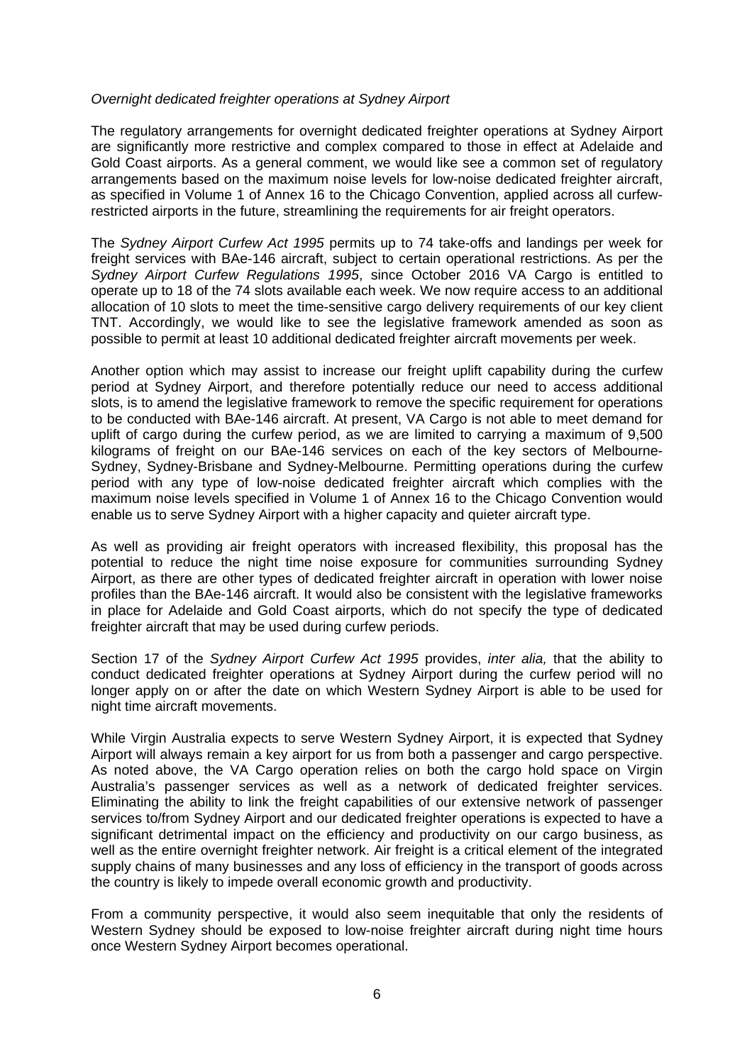*Overnight dedicated freighter operations at Sydney Airport*

The regulatory arrangements for overnight dedicated freighter operations at Sydney Airport are significantly more restrictive and complex compared to those in effect at Adelaide and Gold Coast airports. As a general comment, we would like see a common set of regulatory arrangements based on the maximum noise levels for low-noise dedicated freighter aircraft, as specified in Volume 1 of Annex 16 to the Chicago Convention, applied across all curfew-restricted airports in the future, streamlining the requirements for air freight operators.

The *Sydney Airport Curfew Act 1995* permits up to 74 take-offs and landings per week for freight services with BAe-146 aircraft, subject to certain operational restrictions. As per the *Sydney Airport Curfew Regulations 1995*, since October 2016 VA Cargo is entitled to operate up to 18 of the 74 slots available each week. We now require access to an additional allocation of 10 slots to meet the time-sensitive cargo delivery requirements of our key client TNT. Accordingly, we would like to see the legislative framework amended as soon as possible to permit at least 10 additional dedicated freighter aircraft movements per week.

Another option which may assist to increase our freight uplift capability during the curfew period at Sydney Airport, and therefore potentially reduce our need to access additional slots, is to amend the legislative framework to remove the specific requirement for operations to be conducted with BAe-146 aircraft. At present, VA Cargo is not able to meet demand for uplift of cargo during the curfew period, as we are limited to carrying a maximum of 9,500 kilograms of freight on our BAe-146 services on each of the key sectors of Melbourne-Sydney, Sydney-Brisbane and Sydney-Melbourne. Permitting operations during the curfew period with any type of low-noise dedicated freighter aircraft which complies with the maximum noise levels specified in Volume 1 of Annex 16 to the Chicago Convention would enable us to serve Sydney Airport with a higher capacity and quieter aircraft type.

As well as providing air freight operators with increased flexibility, this proposal has the potential to reduce the night time noise exposure for communities surrounding Sydney Airport, as there are other types of dedicated freighter aircraft in operation with lower noise profiles than the BAe-146 aircraft. It would also be consistent with the legislative frameworks in place for Adelaide and Gold Coast airports, which do not specify the type of dedicated freighter aircraft that may be used during curfew periods.

Section 17 of the *Sydney Airport Curfew Act 1995* provides, *inter alia,* that the ability to conduct dedicated freighter operations at Sydney Airport during the curfew period will no longer apply on or after the date on which Western Sydney Airport is able to be used for night time aircraft movements.

While Virgin Australia expects to serve Western Sydney Airport, it is expected that Sydney Airport will always remain a key airport for us from both a passenger and cargo perspective. As noted above, the VA Cargo operation relies on both the cargo hold space on Virgin Australia's passenger services as well as a network of dedicated freighter services. Eliminating the ability to link the freight capabilities of our extensive network of passenger services to/from Sydney Airport and our dedicated freighter operations is expected to have a significant detrimental impact on the efficiency and productivity on our cargo business, as well as the entire overnight freighter network. Air freight is a critical element of the integrated supply chains of many businesses and any loss of efficiency in the transport of goods across the country is likely to impede overall economic growth and productivity.

From a community perspective, it would also seem inequitable that only the residents of Western Sydney should be exposed to low-noise freighter aircraft during night time hours once Western Sydney Airport becomes operational.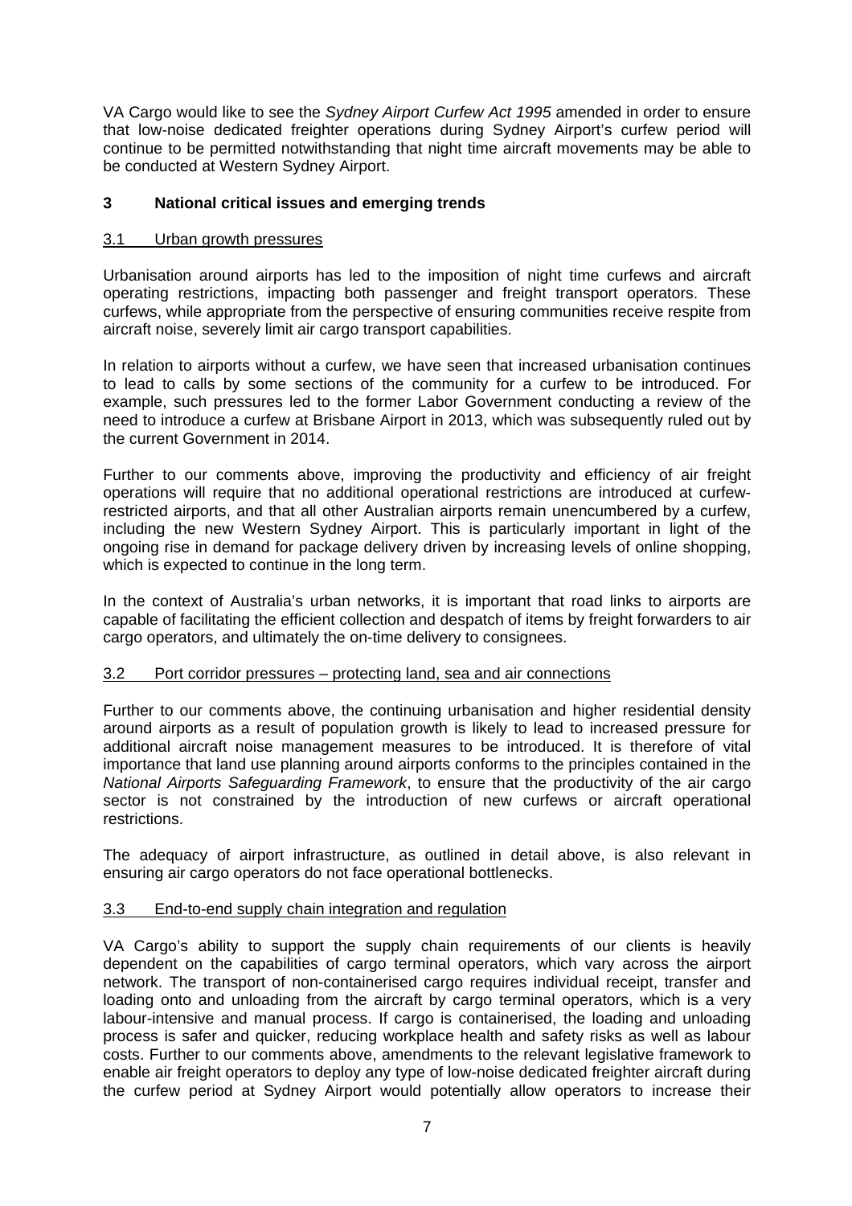VA Cargo would like to see the *Sydney Airport Curfew Act 1995* amended in order to ensure that low-noise dedicated freighter operations during Sydney Airport's curfew period will continue to be permitted notwithstanding that night time aircraft movements may be able to be conducted at Western Sydney Airport.

## 3 National critical issues and emerging trends

### 3.1 Urban growth pressures

Urbanisation around airports has led to the imposition of night time curfews and aircraft operating restrictions, impacting both passenger and freight transport operators. These curfews, while appropriate from the perspective of ensuring communities receive respite from aircraft noise, severely limit air cargo transport capabilities.

In relation to airports without a curfew, we have seen that increased urbanisation continues to lead to calls by some sections of the community for a curfew to be introduced. For example, such pressures led to the former Labor Government conducting a review of the need to introduce a curfew at Brisbane Airport in 2013, which was subsequently ruled out by the current Government in 2014.

Further to our comments above, improving the productivity and efficiency of air freight operations will require that no additional operational restrictions are introduced at curfew-restricted airports, and that all other Australian airports remain unencumbered by a curfew, including the new Western Sydney Airport. This is particularly important in light of the ongoing rise in demand for package delivery driven by increasing levels of online shopping, which is expected to continue in the long term.

In the context of Australia's urban networks, it is important that road links to airports are capable of facilitating the efficient collection and despatch of items by freight forwarders to air cargo operators, and ultimately the on-time delivery to consignees.

### 3.2 Port corridor pressures – protecting land, sea and air connections

Further to our comments above, the continuing urbanisation and higher residential density around airports as a result of population growth is likely to lead to increased pressure for additional aircraft noise management measures to be introduced. It is therefore of vital importance that land use planning around airports conforms to the principles contained in the *National Airports Safeguarding Framework*, to ensure that the productivity of the air cargo sector is not constrained by the introduction of new curfews or aircraft operational restrictions.

The adequacy of airport infrastructure, as outlined in detail above, is also relevant in ensuring air cargo operators do not face operational bottlenecks.

### 3.3 End-to-end supply chain integration and regulation

VA Cargo's ability to support the supply chain requirements of our clients is heavily dependent on the capabilities of cargo terminal operators, which vary across the airport network. The transport of non-containerised cargo requires individual receipt, transfer and loading onto and unloading from the aircraft by cargo terminal operators, which is a very labour-intensive and manual process. If cargo is containerised, the loading and unloading process is safer and quicker, reducing workplace health and safety risks as well as labour costs. Further to our comments above, amendments to the relevant legislative framework to enable air freight operators to deploy any type of low-noise dedicated freighter aircraft during the curfew period at Sydney Airport would potentially allow operators to increase their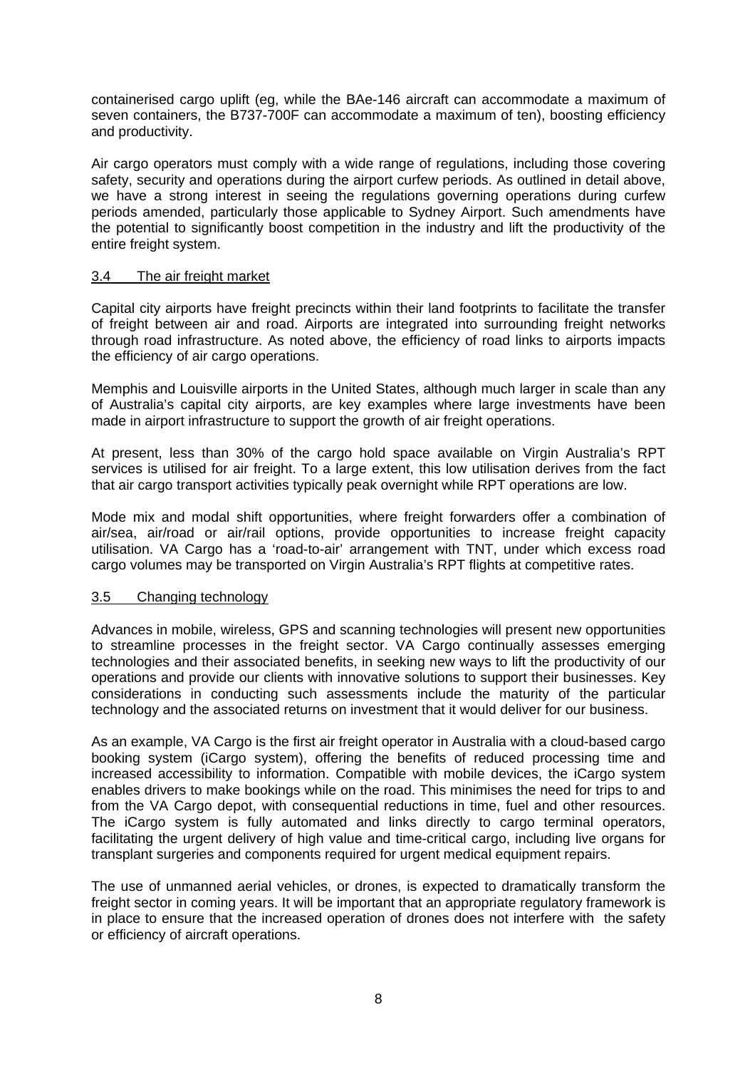containerised cargo uplift (eg, while the BAe-146 aircraft can accommodate a maximum of seven containers, the B737-700F can accommodate a maximum of ten), boosting efficiency and productivity.

Air cargo operators must comply with a wide range of regulations, including those covering safety, security and operations during the airport curfew periods. As outlined in detail above, we have a strong interest in seeing the regulations governing operations during curfew periods amended, particularly those applicable to Sydney Airport. Such amendments have the potential to significantly boost competition in the industry and lift the productivity of the entire freight system.

### 3.4 The air freight market

Capital city airports have freight precincts within their land footprints to facilitate the transfer of freight between air and road. Airports are integrated into surrounding freight networks through road infrastructure. As noted above, the efficiency of road links to airports impacts the efficiency of air cargo operations.

Memphis and Louisville airports in the United States, although much larger in scale than any of Australia's capital city airports, are key examples where large investments have been made in airport infrastructure to support the growth of air freight operations.

At present, less than 30% of the cargo hold space available on Virgin Australia's RPT services is utilised for air freight. To a large extent, this low utilisation derives from the fact that air cargo transport activities typically peak overnight while RPT operations are low.

Mode mix and modal shift opportunities, where freight forwarders offer a combination of air/sea, air/road or air/rail options, provide opportunities to increase freight capacity utilisation. VA Cargo has a 'road-to-air' arrangement with TNT, under which excess road cargo volumes may be transported on Virgin Australia's RPT flights at competitive rates.

### 3.5 Changing technology

Advances in mobile, wireless, GPS and scanning technologies will present new opportunities to streamline processes in the freight sector. VA Cargo continually assesses emerging technologies and their associated benefits, in seeking new ways to lift the productivity of our operations and provide our clients with innovative solutions to support their businesses. Key considerations in conducting such assessments include the maturity of the particular technology and the associated returns on investment that it would deliver for our business.

As an example, VA Cargo is the first air freight operator in Australia with a cloud-based cargo booking system (iCargo system), offering the benefits of reduced processing time and increased accessibility to information. Compatible with mobile devices, the iCargo system enables drivers to make bookings while on the road. This minimises the need for trips to and from the VA Cargo depot, with consequential reductions in time, fuel and other resources. The iCargo system is fully automated and links directly to cargo terminal operators, facilitating the urgent delivery of high value and time-critical cargo, including live organs for transplant surgeries and components required for urgent medical equipment repairs.

The use of unmanned aerial vehicles, or drones, is expected to dramatically transform the freight sector in coming years. It will be important that an appropriate regulatory framework is in place to ensure that the increased operation of drones does not interfere with the safety or efficiency of aircraft operations.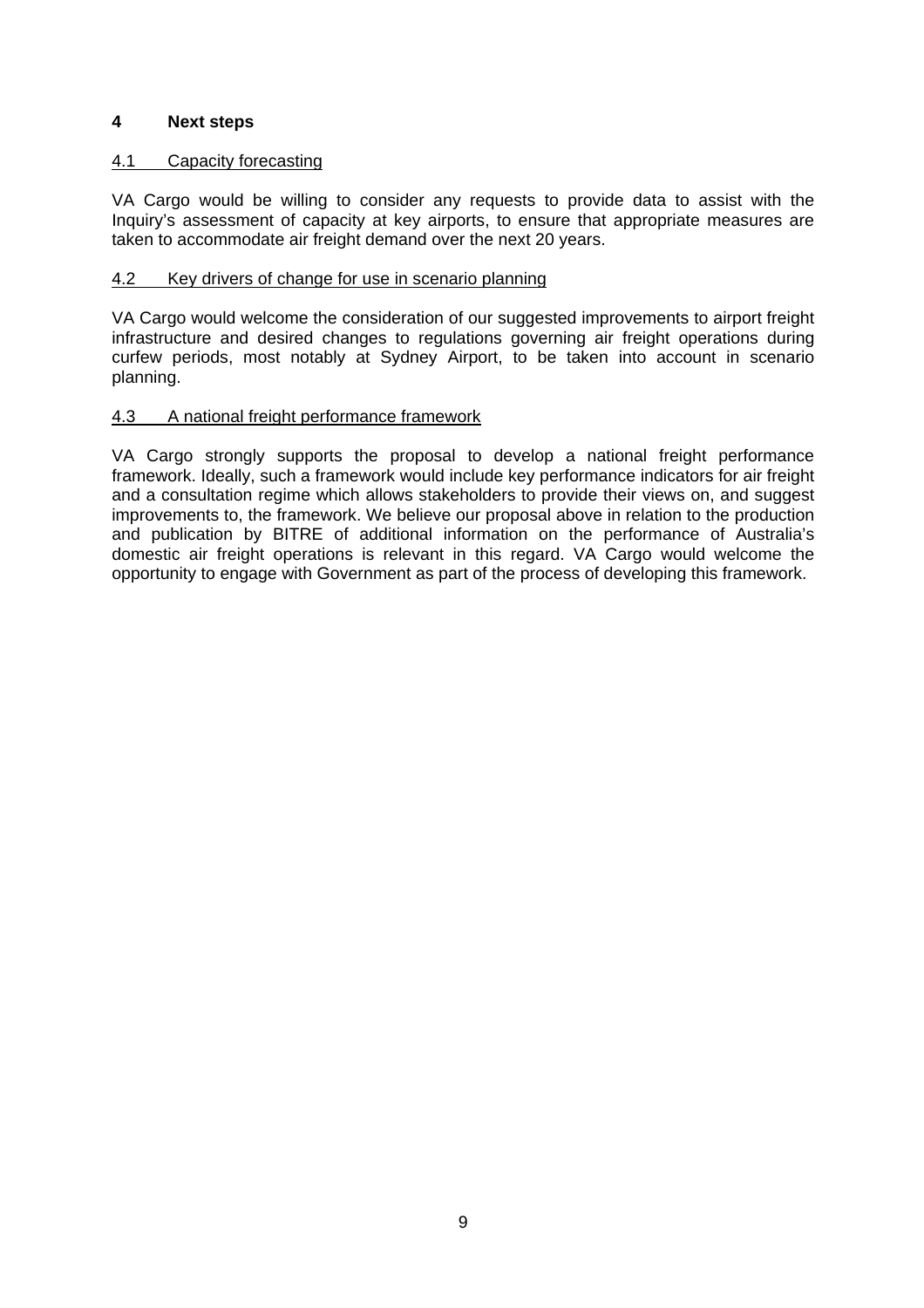## 4 Next steps

### 4.1 Capacity forecasting

VA Cargo would be willing to consider any requests to provide data to assist with the Inquiry's assessment of capacity at key airports, to ensure that appropriate measures are taken to accommodate air freight demand over the next 20 years.

### 4.2 Key drivers of change for use in scenario planning

VA Cargo would welcome the consideration of our suggested improvements to airport freight infrastructure and desired changes to regulations governing air freight operations during curfew periods, most notably at Sydney Airport, to be taken into account in scenario planning.

### 4.3 A national freight performance framework

VA Cargo strongly supports the proposal to develop a national freight performance framework. Ideally, such a framework would include key performance indicators for air freight and a consultation regime which allows stakeholders to provide their views on, and suggest improvements to, the framework. We believe our proposal above in relation to the production and publication by BITRE of additional information on the performance of Australia's domestic air freight operations is relevant in this regard. VA Cargo would welcome the opportunity to engage with Government as part of the process of developing this framework.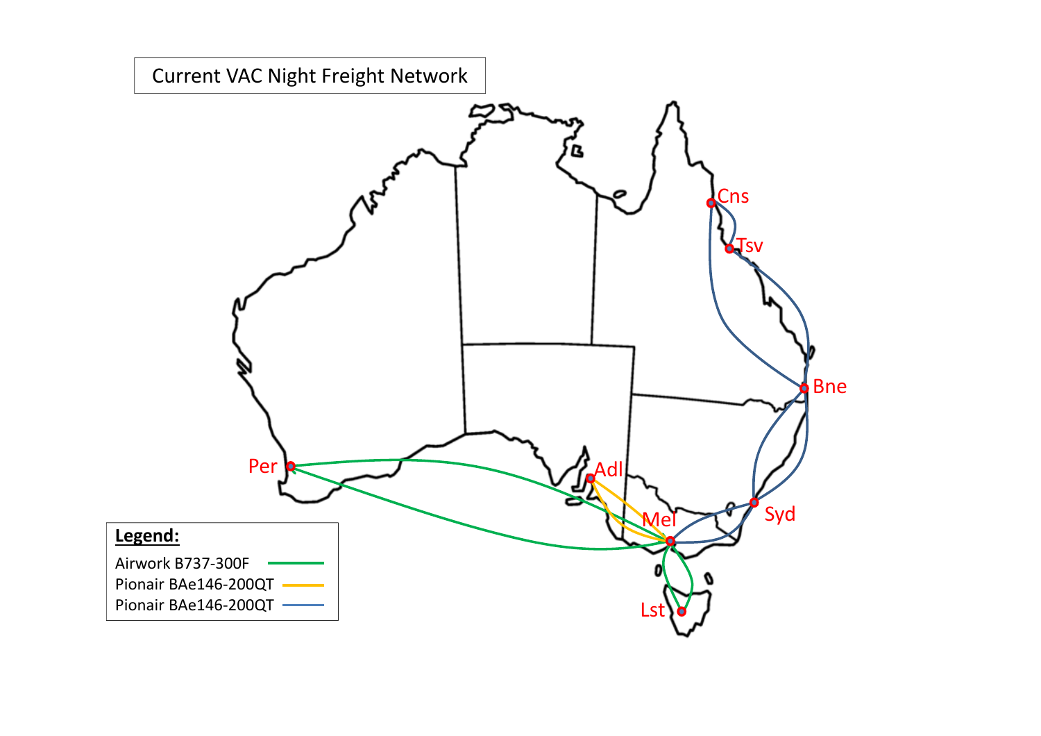Current VAC Night Freight Network

Cns

Tsv

Bne

Syd

Mel

Adl

Per

Lst

**Legend:**

Airwork B737-300F

Pionair BAe146-200QT

Pionair BAe146-200QT